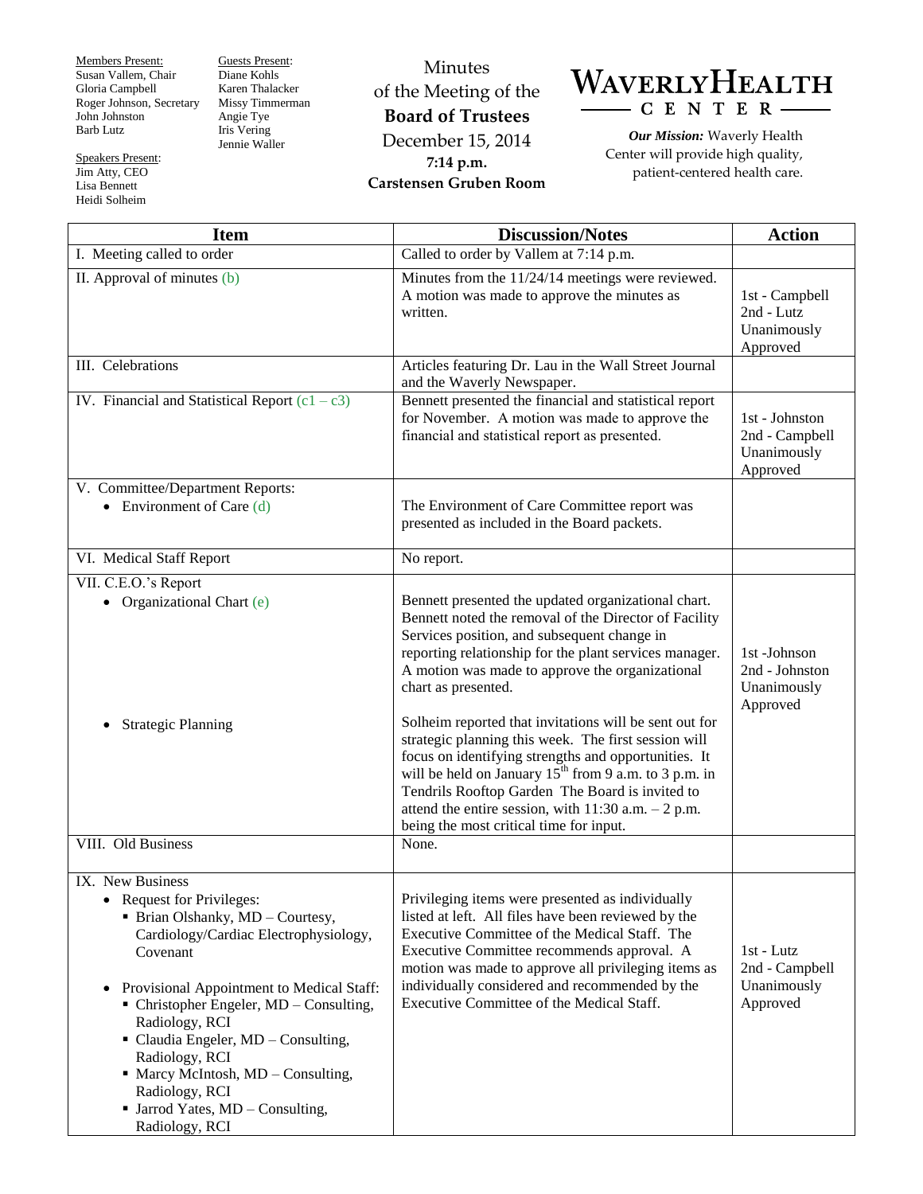Members Present:
Susan Vallem, Chair
Gloria Campbell
Roger Johnson, Secretary
John Johnston
Barb Lutz

Guests Present:
Diane Kohls
Karen Thalacker
Missy Timmerman
Angie Tye
Iris Vering
Jennie Waller

Speakers Present:
Jim Atty, CEO
Lisa Bennett
Heidi Solheim

Minutes
of the Meeting of the
**Board of Trustees**
December 15, 2014
**7:14 p.m.**
**Carstensen Gruben Room**

# WAVERLY HEALTH CENTER

***Our Mission:*** *Waverly Health Center will provide high quality, patient-centered health care.*

| Item | Discussion/Notes | Action |
|---|---|---|
| I. Meeting called to order | Called to order by Vallem at 7:14 p.m. | |
| II. Approval of minutes (b) | Minutes from the 11/24/14 meetings were reviewed. A motion was made to approve the minutes as written. | 1st - Campbell<br>2nd - Lutz<br>Unanimously Approved |
| III. Celebrations | Articles featuring Dr. Lau in the Wall Street Journal and the Waverly Newspaper. | |
| IV. Financial and Statistical Report (c1 – c3) | Bennett presented the financial and statistical report for November. A motion was made to approve the financial and statistical report as presented. | 1st - Johnston<br>2nd - Campbell<br>Unanimously Approved |
| V. Committee/Department Reports:<br>• Environment of Care (d) | The Environment of Care Committee report was presented as included in the Board packets. | |
| VI. Medical Staff Report | No report. | |
| VII. C.E.O.'s Report<br>• Organizational Chart (e) | Bennett presented the updated organizational chart. Bennett noted the removal of the Director of Facility Services position, and subsequent change in reporting relationship for the plant services manager. A motion was made to approve the organizational chart as presented. | 1st -Johnson<br>2nd - Johnston<br>Unanimously Approved |
| • Strategic Planning | Solheim reported that invitations will be sent out for strategic planning this week. The first session will focus on identifying strengths and opportunities. It will be held on January 15th from 9 a.m. to 3 p.m. in Tendrils Rooftop Garden The Board is invited to attend the entire session, with 11:30 a.m. – 2 p.m. being the most critical time for input. | |
| VIII. Old Business | None. | |
| IX. New Business<br>• Request for Privileges:<br>▪ Brian Olshanky, MD – Courtesy, Cardiology/Cardiac Electrophysiology, Covenant<br><br>• Provisional Appointment to Medical Staff:<br>▪ Christopher Engeler, MD – Consulting, Radiology, RCI<br>▪ Claudia Engeler, MD – Consulting, Radiology, RCI<br>▪ Marcy McIntosh, MD – Consulting, Radiology, RCI<br>▪ Jarrod Yates, MD – Consulting, Radiology, RCI | Privileging items were presented as individually listed at left. All files have been reviewed by the Executive Committee of the Medical Staff. The Executive Committee recommends approval. A motion was made to approve all privileging items as individually considered and recommended by the Executive Committee of the Medical Staff. | 1st - Lutz<br>2nd - Campbell<br>Unanimously Approved |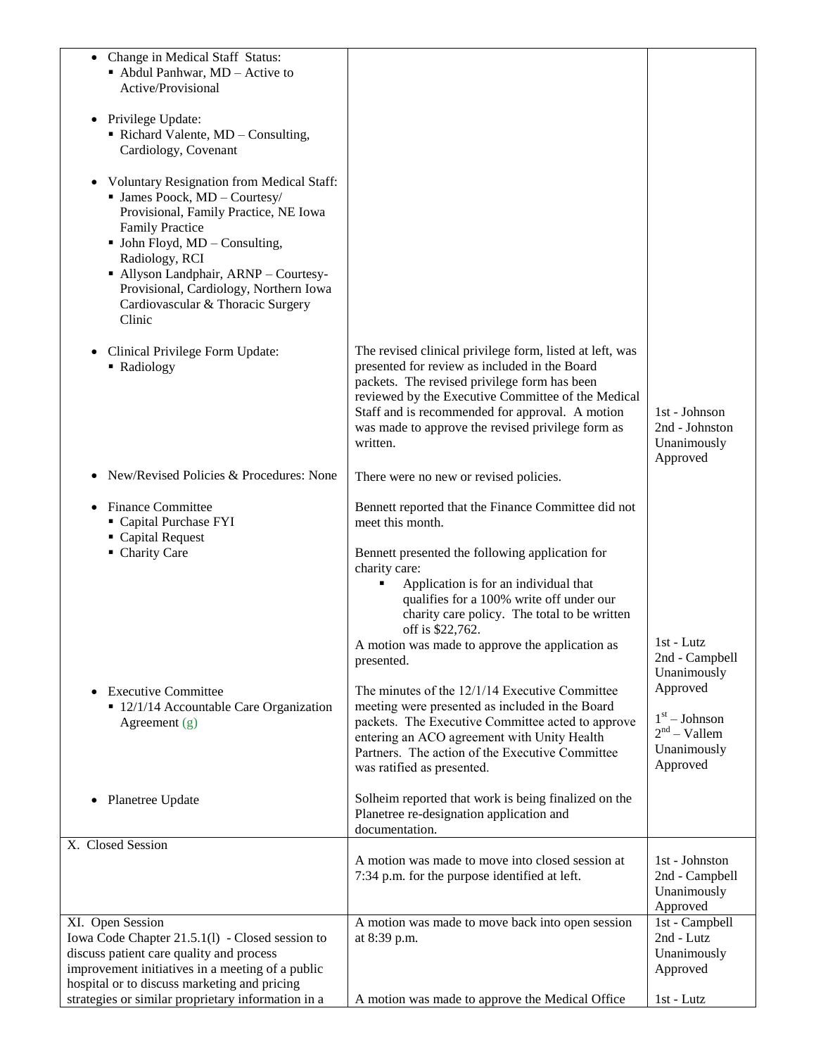| | | |
|---|---|---|
| • Change in Medical Staff Status:<br>▪ Abdul Panhwar, MD – Active to Active/Provisional<br><br>• Privilege Update:<br>▪ Richard Valente, MD – Consulting, Cardiology, Covenant<br><br>• Voluntary Resignation from Medical Staff:<br>▪ James Poock, MD – Courtesy/ Provisional, Family Practice, NE Iowa Family Practice<br>▪ John Floyd, MD – Consulting, Radiology, RCI<br>▪ Allyson Landphair, ARNP – Courtesy-Provisional, Cardiology, Northern Iowa Cardiovascular & Thoracic Surgery Clinic | | |
| • Clinical Privilege Form Update:<br>▪ Radiology | The revised clinical privilege form, listed at left, was presented for review as included in the Board packets. The revised privilege form has been reviewed by the Executive Committee of the Medical Staff and is recommended for approval. A motion was made to approve the revised privilege form as written. | 1st - Johnson<br>2nd - Johnston<br>Unanimously Approved |
| • New/Revised Policies & Procedures: None | There were no new or revised policies. | |
| • Finance Committee<br>▪ Capital Purchase FYI<br>▪ Capital Request<br>▪ Charity Care | Bennett reported that the Finance Committee did not meet this month.<br><br>Bennett presented the following application for charity care:<br>▪ Application is for an individual that qualifies for a 100% write off under our charity care policy. The total to be written off is $22,762.<br>A motion was made to approve the application as presented. | 1st - Lutz<br>2nd - Campbell<br>Unanimously Approved |
| • Executive Committee<br>▪ 12/1/14 Accountable Care Organization Agreement (g) | The minutes of the 12/1/14 Executive Committee meeting were presented as included in the Board packets. The Executive Committee acted to approve entering an ACO agreement with Unity Health Partners. The action of the Executive Committee was ratified as presented. | 1st – Johnson<br>2nd – Vallem<br>Unanimously Approved |
| • Planetree Update | Solheim reported that work is being finalized on the Planetree re-designation application and documentation. | |
| X. Closed Session | A motion was made to move into closed session at 7:34 p.m. for the purpose identified at left. | 1st - Johnston<br>2nd - Campbell<br>Unanimously Approved |
| XI. Open Session<br>Iowa Code Chapter 21.5.1(l) - Closed session to discuss patient care quality and process improvement initiatives in a meeting of a public hospital or to discuss marketing and pricing strategies or similar proprietary information in a | A motion was made to move back into open session at 8:39 p.m.<br><br>A motion was made to approve the Medical Office | 1st - Campbell<br>2nd - Lutz<br>Unanimously Approved<br><br>1st - Lutz |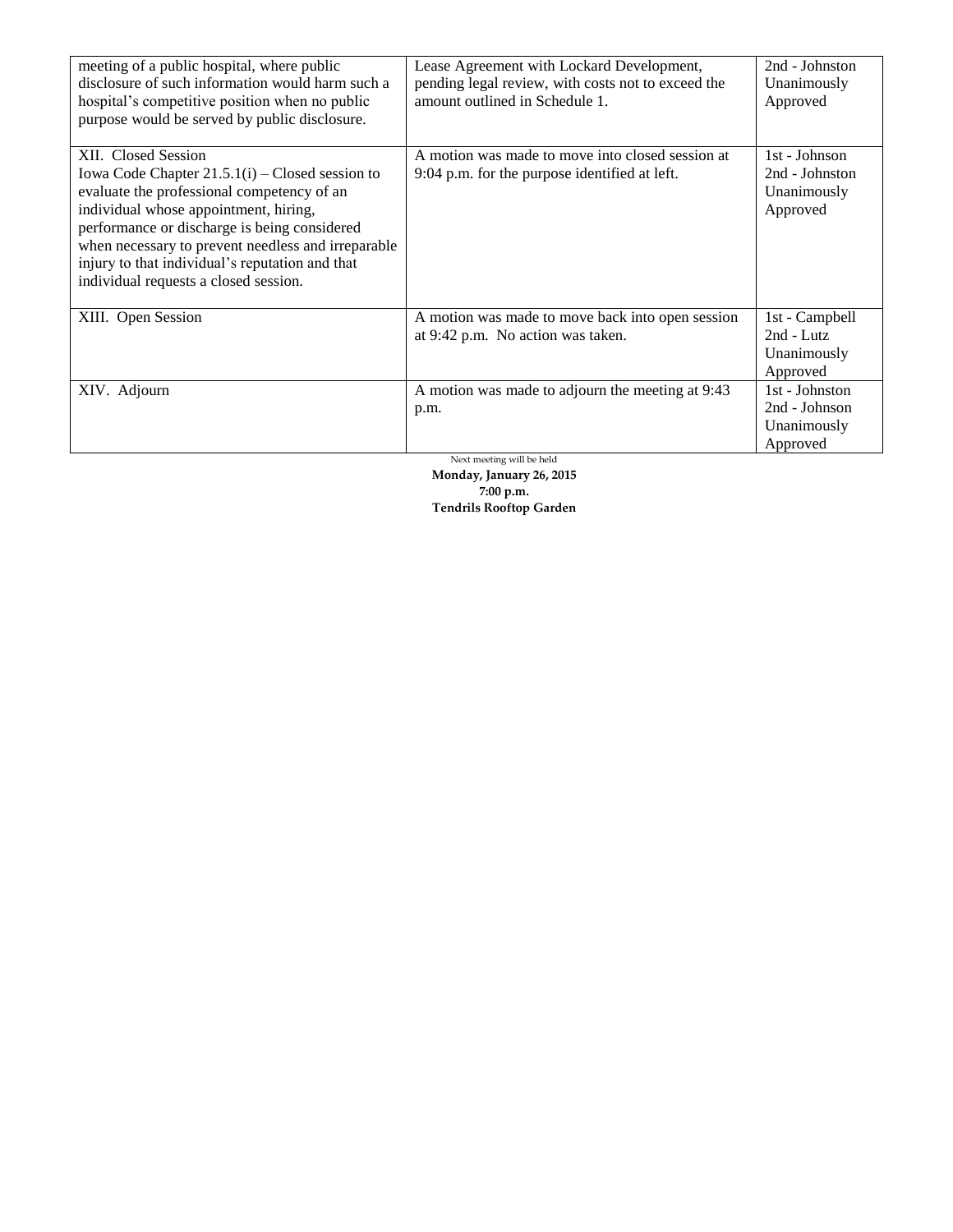| | | |
|---|---|---|
| meeting of a public hospital, where public disclosure of such information would harm such a hospital's competitive position when no public purpose would be served by public disclosure. | Lease Agreement with Lockard Development, pending legal review, with costs not to exceed the amount outlined in Schedule 1. | 2nd - Johnston Unanimously Approved |
| XII. Closed Session Iowa Code Chapter 21.5.1(i) – Closed session to evaluate the professional competency of an individual whose appointment, hiring, performance or discharge is being considered when necessary to prevent needless and irreparable injury to that individual's reputation and that individual requests a closed session. | A motion was made to move into closed session at 9:04 p.m. for the purpose identified at left. | 1st - Johnson 2nd - Johnston Unanimously Approved |
| XIII. Open Session | A motion was made to move back into open session at 9:42 p.m. No action was taken. | 1st - Campbell 2nd - Lutz Unanimously Approved |
| XIV. Adjourn | A motion was made to adjourn the meeting at 9:43 p.m. | 1st - Johnston 2nd - Johnson Unanimously Approved |

Next meeting will be held

**Monday, January 26, 2015**

**7:00 p.m.**

**Tendrils Rooftop Garden**